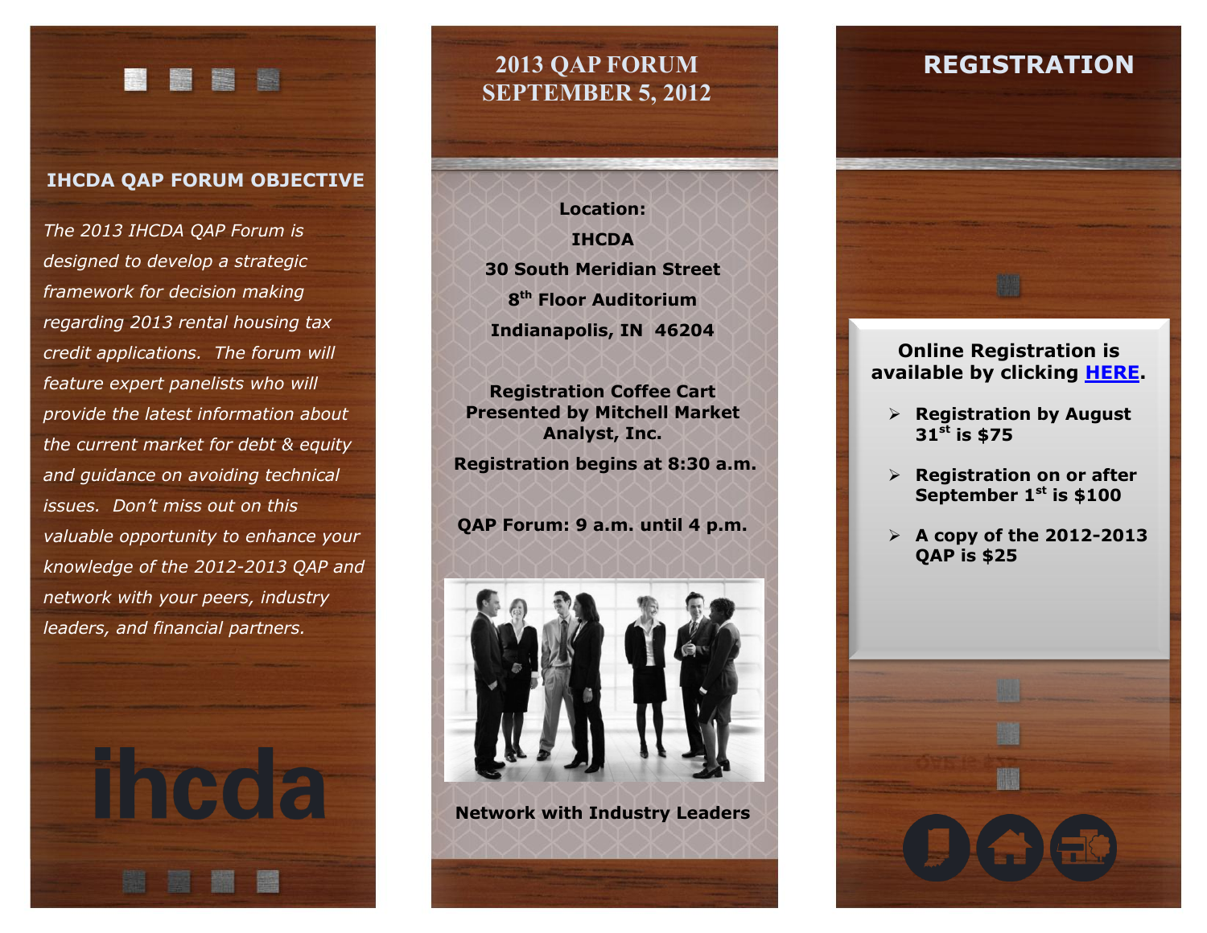## IHCDA QAP FORUM OBJECTIVE

*The 2013 IHCDA QAP Forum is designed to develop a strategic framework for decision making regarding 2013 rental housing tax credit applications. The forum will feature expert panelists who will provide the latest information about the current market for debt & equity and guidance on avoiding technical issues. Don't miss out on this valuable opportunity to enhance your knowledge of the 2012-2013 QAP and network with your peers, industry leaders, and financial partners.*

ihcda

# 2013 QAP FORUM SEPTEMBER 5, 2012

**Location:**
**IHCDA**
**30 South Meridian Street**
**8th Floor Auditorium**
**Indianapolis, IN 46204**

**Registration Coffee Cart Presented by Mitchell Market Analyst, Inc.**

**Registration begins at 8:30 a.m.**

**QAP Forum: 9 a.m. until 4 p.m.**

**Network with Industry Leaders**

# REGISTRATION

**Online Registration is available by clicking HERE.**

- **Registration by August 31st is $75**
- **Registration on or after September 1st is $100**
- **A copy of the 2012-2013 QAP is $25**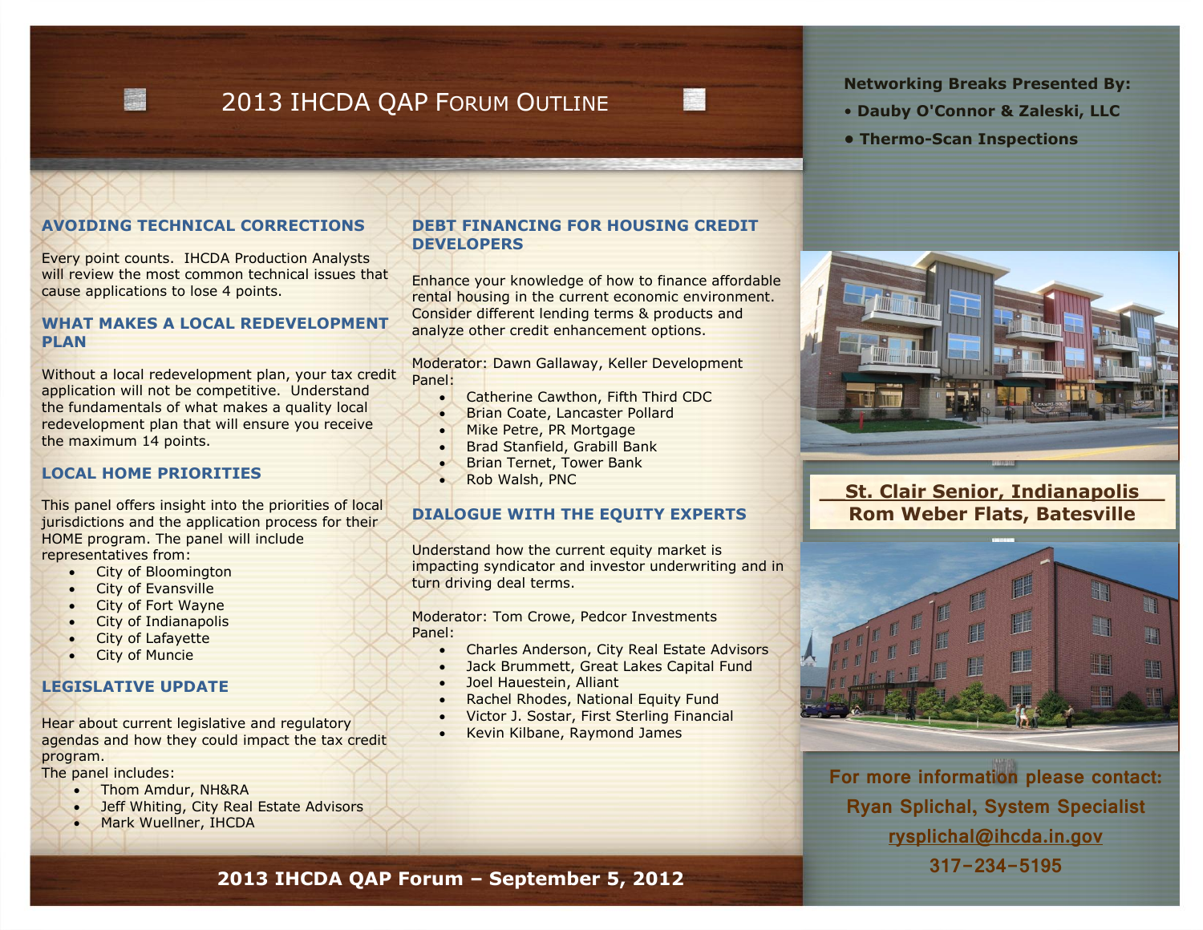# 2013 IHCDA QAP Forum Outline

### AVOIDING TECHNICAL CORRECTIONS

Every point counts. IHCDA Production Analysts will review the most common technical issues that cause applications to lose 4 points.

### WHAT MAKES A LOCAL REDEVELOPMENT PLAN

Without a local redevelopment plan, your tax credit application will not be competitive. Understand the fundamentals of what makes a quality local redevelopment plan that will ensure you receive the maximum 14 points.

### LOCAL HOME PRIORITIES

This panel offers insight into the priorities of local jurisdictions and the application process for their HOME program. The panel will include representatives from:

- City of Bloomington
- City of Evansville
- City of Fort Wayne
- City of Indianapolis
- City of Lafayette
- City of Muncie

### LEGISLATIVE UPDATE

Hear about current legislative and regulatory agendas and how they could impact the tax credit program.
The panel includes:

- Thom Amdur, NH&RA
- Jeff Whiting, City Real Estate Advisors
- Mark Wuellner, IHCDA

### DEBT FINANCING FOR HOUSING CREDIT DEVELOPERS

Enhance your knowledge of how to finance affordable rental housing in the current economic environment. Consider different lending terms & products and analyze other credit enhancement options.

Moderator: Dawn Gallaway, Keller Development
Panel:

- Catherine Cawthon, Fifth Third CDC
- Brian Coate, Lancaster Pollard
- Mike Petre, PR Mortgage
- Brad Stanfield, Grabill Bank
- Brian Ternet, Tower Bank
- Rob Walsh, PNC

### DIALOGUE WITH THE EQUITY EXPERTS

Understand how the current equity market is impacting syndicator and investor underwriting and in turn driving deal terms.

Moderator: Tom Crowe, Pedcor Investments
Panel:

- Charles Anderson, City Real Estate Advisors
- Jack Brummett, Great Lakes Capital Fund
- Joel Hauestein, Alliant
- Rachel Rhodes, National Equity Fund
- Victor J. Sostar, First Sterling Financial
- Kevin Kilbane, Raymond James

**2013 IHCDA QAP Forum – September 5, 2012**

**Networking Breaks Presented By:**

- **Dauby O'Connor & Zaleski, LLC**
- **Thermo-Scan Inspections**

**St. Clair Senior, Indianapolis**
**Rom Weber Flats, Batesville**

**For more information please contact:**
**Ryan Splichal, System Specialist**
**rysplichal@ihcda.in.gov**
**317-234-5195**